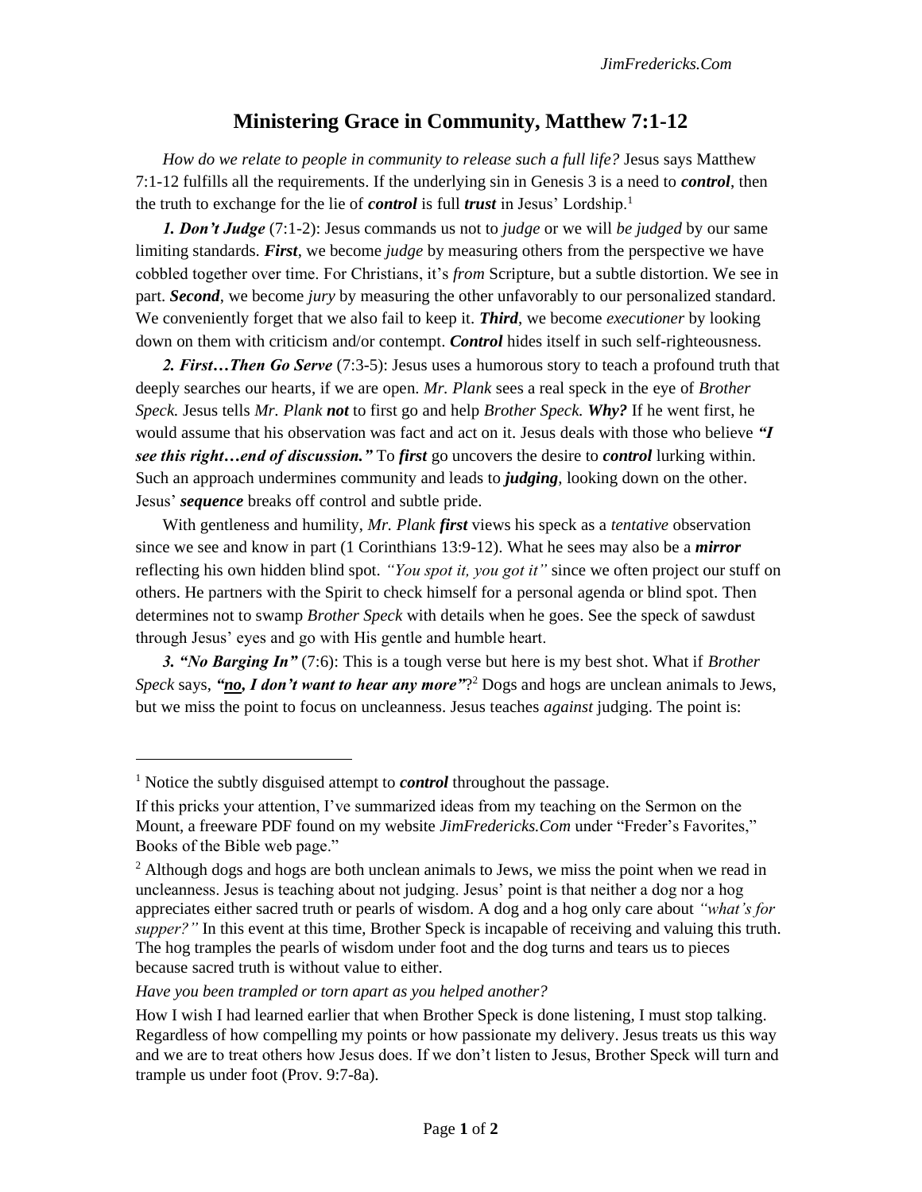# Ministering Grace in Community, Matthew 7:1-12

*How do we relate to people in community to release such a full life?* Jesus says Matthew 7:1-12 fulfills all the requirements. If the underlying sin in Genesis 3 is a need to ***control***, then the truth to exchange for the lie of ***control*** is full ***trust*** in Jesus' Lordship.[1]

***1. Don't Judge*** (7:1-2): Jesus commands us not to *judge* or we will *be judged* by our same limiting standards. ***First***, we become *judge* by measuring others from the perspective we have cobbled together over time. For Christians, it's *from* Scripture, but a subtle distortion. We see in part. ***Second***, we become *jury* by measuring the other unfavorably to our personalized standard. We conveniently forget that we also fail to keep it. ***Third***, we become *executioner* by looking down on them with criticism and/or contempt. ***Control*** hides itself in such self-righteousness.

***2. First…Then Go Serve*** (7:3-5): Jesus uses a humorous story to teach a profound truth that deeply searches our hearts, if we are open. *Mr. Plank* sees a real speck in the eye of *Brother Speck.* Jesus tells *Mr. Plank* ***not*** to first go and help *Brother Speck.* ***Why?*** If he went first, he would assume that his observation was fact and act on it. Jesus deals with those who believe ***"I see this right…end of discussion."*** To ***first*** go uncovers the desire to ***control*** lurking within. Such an approach undermines community and leads to ***judging***, looking down on the other. Jesus' ***sequence*** breaks off control and subtle pride.

With gentleness and humility, *Mr. Plank* ***first*** views his speck as a *tentative* observation since we see and know in part (1 Corinthians 13:9-12). What he sees may also be a ***mirror*** reflecting his own hidden blind spot. *"You spot it, you got it"* since we often project our stuff on others. He partners with the Spirit to check himself for a personal agenda or blind spot. Then determines not to swamp *Brother Speck* with details when he goes. See the speck of sawdust through Jesus' eyes and go with His gentle and humble heart.

***3. "No Barging In"*** (7:6): This is a tough verse but here is my best shot. What if *Brother Speck* says, ***"<u>no</u>, I don't want to hear any more"***?[2] Dogs and hogs are unclean animals to Jews, but we miss the point to focus on uncleanness. Jesus teaches *against* judging. The point is:

---

[1] Notice the subtly disguised attempt to ***control*** throughout the passage.

If this pricks your attention, I've summarized ideas from my teaching on the Sermon on the Mount, a freeware PDF found on my website *JimFredericks.Com* under "Freder's Favorites," Books of the Bible web page."

[2] Although dogs and hogs are both unclean animals to Jews, we miss the point when we read in uncleanness. Jesus is teaching about not judging. Jesus' point is that neither a dog nor a hog appreciates either sacred truth or pearls of wisdom. A dog and a hog only care about *"what's for supper?"* In this event at this time, Brother Speck is incapable of receiving and valuing this truth. The hog tramples the pearls of wisdom under foot and the dog turns and tears us to pieces because sacred truth is without value to either.

*Have you been trampled or torn apart as you helped another?*

How I wish I had learned earlier that when Brother Speck is done listening, I must stop talking. Regardless of how compelling my points or how passionate my delivery. Jesus treats us this way and we are to treat others how Jesus does. If we don't listen to Jesus, Brother Speck will turn and trample us under foot (Prov. 9:7-8a).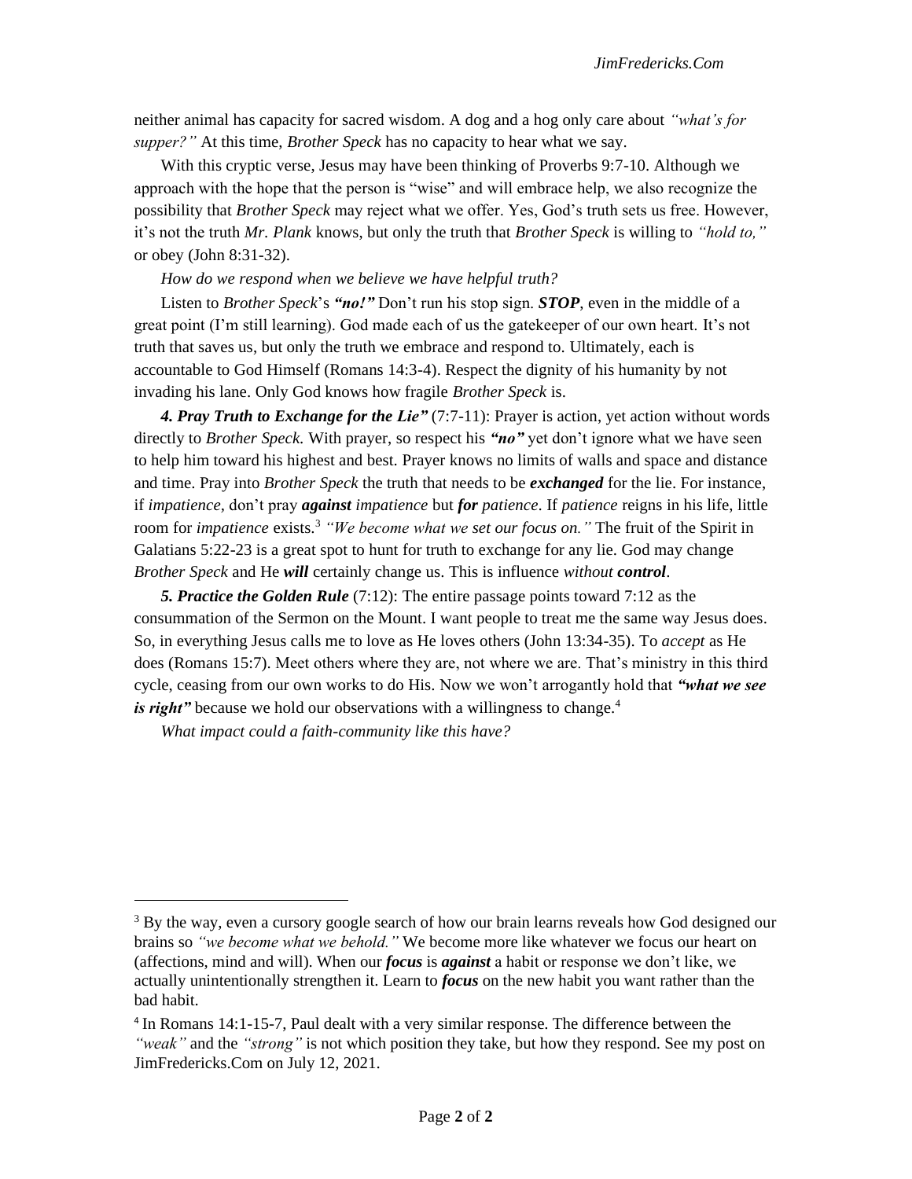neither animal has capacity for sacred wisdom. A dog and a hog only care about *"what's for supper?"* At this time, *Brother Speck* has no capacity to hear what we say.

With this cryptic verse, Jesus may have been thinking of Proverbs 9:7-10. Although we approach with the hope that the person is "wise" and will embrace help, we also recognize the possibility that *Brother Speck* may reject what we offer. Yes, God's truth sets us free. However, it's not the truth *Mr. Plank* knows, but only the truth that *Brother Speck* is willing to *"hold to,"* or obey (John 8:31-32).

*How do we respond when we believe we have helpful truth?*

Listen to *Brother Speck*'s ***"no!"*** Don't run his stop sign. ***STOP***, even in the middle of a great point (I'm still learning). God made each of us the gatekeeper of our own heart. It's not truth that saves us, but only the truth we embrace and respond to. Ultimately, each is accountable to God Himself (Romans 14:3-4). Respect the dignity of his humanity by not invading his lane. Only God knows how fragile *Brother Speck* is.

***4. Pray Truth to Exchange for the Lie"*** (7:7-11): Prayer is action, yet action without words directly to *Brother Speck.* With prayer, so respect his ***"no"*** yet don't ignore what we have seen to help him toward his highest and best. Prayer knows no limits of walls and space and distance and time. Pray into *Brother Speck* the truth that needs to be ***exchanged*** for the lie. For instance, if *impatience,* don't pray ***against*** *impatience* but ***for*** *patience*. If *patience* reigns in his life, little room for *impatience* exists.[3] *"We become what we set our focus on."* The fruit of the Spirit in Galatians 5:22-23 is a great spot to hunt for truth to exchange for any lie. God may change *Brother Speck* and He ***will*** certainly change us. This is influence *without* ***control***.

***5. Practice the Golden Rule*** (7:12): The entire passage points toward 7:12 as the consummation of the Sermon on the Mount. I want people to treat me the same way Jesus does. So, in everything Jesus calls me to love as He loves others (John 13:34-35). To *accept* as He does (Romans 15:7). Meet others where they are, not where we are. That's ministry in this third cycle, ceasing from our own works to do His. Now we won't arrogantly hold that ***"what we see is right"*** because we hold our observations with a willingness to change.[4]

*What impact could a faith-community like this have?*

---

[3] By the way, even a cursory google search of how our brain learns reveals how God designed our brains so *"we become what we behold."* We become more like whatever we focus our heart on (affections, mind and will). When our ***focus*** is ***against*** a habit or response we don't like, we actually unintentionally strengthen it. Learn to ***focus*** on the new habit you want rather than the bad habit.

[4] In Romans 14:1-15-7, Paul dealt with a very similar response. The difference between the *"weak"* and the *"strong"* is not which position they take, but how they respond. See my post on JimFredericks.Com on July 12, 2021.